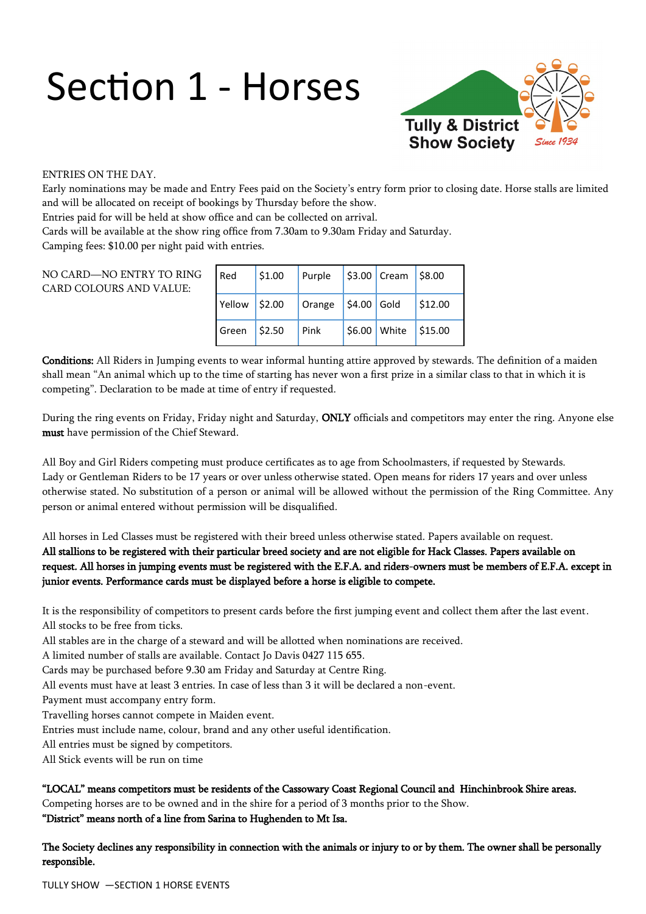# Section 1 - Horses

Tully & District Show Society Since 1934

ENTRIES ON THE DAY.

Early nominations may be made and Entry Fees paid on the Society's entry form prior to closing date. Horse stalls are limited and will be allocated on receipt of bookings by Thursday before the show.

Entries paid for will be held at show office and can be collected on arrival.

Cards will be available at the show ring office from 7.30am to 9.30am Friday and Saturday.

Camping fees: $10.00 per night paid with entries.

NO CARD—NO ENTRY TO RING

CARD COLOURS AND VALUE:

| Red | $1.00 | Purple | $3.00 | Cream | $8.00 |
|---|---|---|---|---|---|
| Yellow | $2.00 | Orange | $4.00 | Gold | $12.00 |
| Green | $2.50 | Pink | $6.00 | White | $15.00 |

**Conditions:** All Riders in Jumping events to wear informal hunting attire approved by stewards. The definition of a maiden shall mean "An animal which up to the time of starting has never won a first prize in a similar class to that in which it is competing". Declaration to be made at time of entry if requested.

During the ring events on Friday, Friday night and Saturday, **ONLY** officials and competitors may enter the ring. Anyone else **must** have permission of the Chief Steward.

All Boy and Girl Riders competing must produce certificates as to age from Schoolmasters, if requested by Stewards. Lady or Gentleman Riders to be 17 years or over unless otherwise stated. Open means for riders 17 years and over unless otherwise stated. No substitution of a person or animal will be allowed without the permission of the Ring Committee. Any person or animal entered without permission will be disqualified.

All horses in Led Classes must be registered with their breed unless otherwise stated. Papers available on request.
**All stallions to be registered with their particular breed society and are not eligible for Hack Classes. Papers available on request. All horses in jumping events must be registered with the E.F.A. and riders-owners must be members of E.F.A. except in junior events. Performance cards must be displayed before a horse is eligible to compete.**

It is the responsibility of competitors to present cards before the first jumping event and collect them after the last event.
All stocks to be free from ticks.
All stables are in the charge of a steward and will be allotted when nominations are received.
A limited number of stalls are available. Contact Jo Davis 0427 115 655.
Cards may be purchased before 9.30 am Friday and Saturday at Centre Ring.
All events must have at least 3 entries. In case of less than 3 it will be declared a non-event.
Payment must accompany entry form.
Travelling horses cannot compete in Maiden event.
Entries must include name, colour, brand and any other useful identification.
All entries must be signed by competitors.
All Stick events will be run on time

**"LOCAL" means competitors must be residents of the Cassowary Coast Regional Council and Hinchinbrook Shire areas.**
Competing horses are to be owned and in the shire for a period of 3 months prior to the Show.
**"District" means north of a line from Sarina to Hughenden to Mt Isa.**

**The Society declines any responsibility in connection with the animals or injury to or by them. The owner shall be personally responsible.**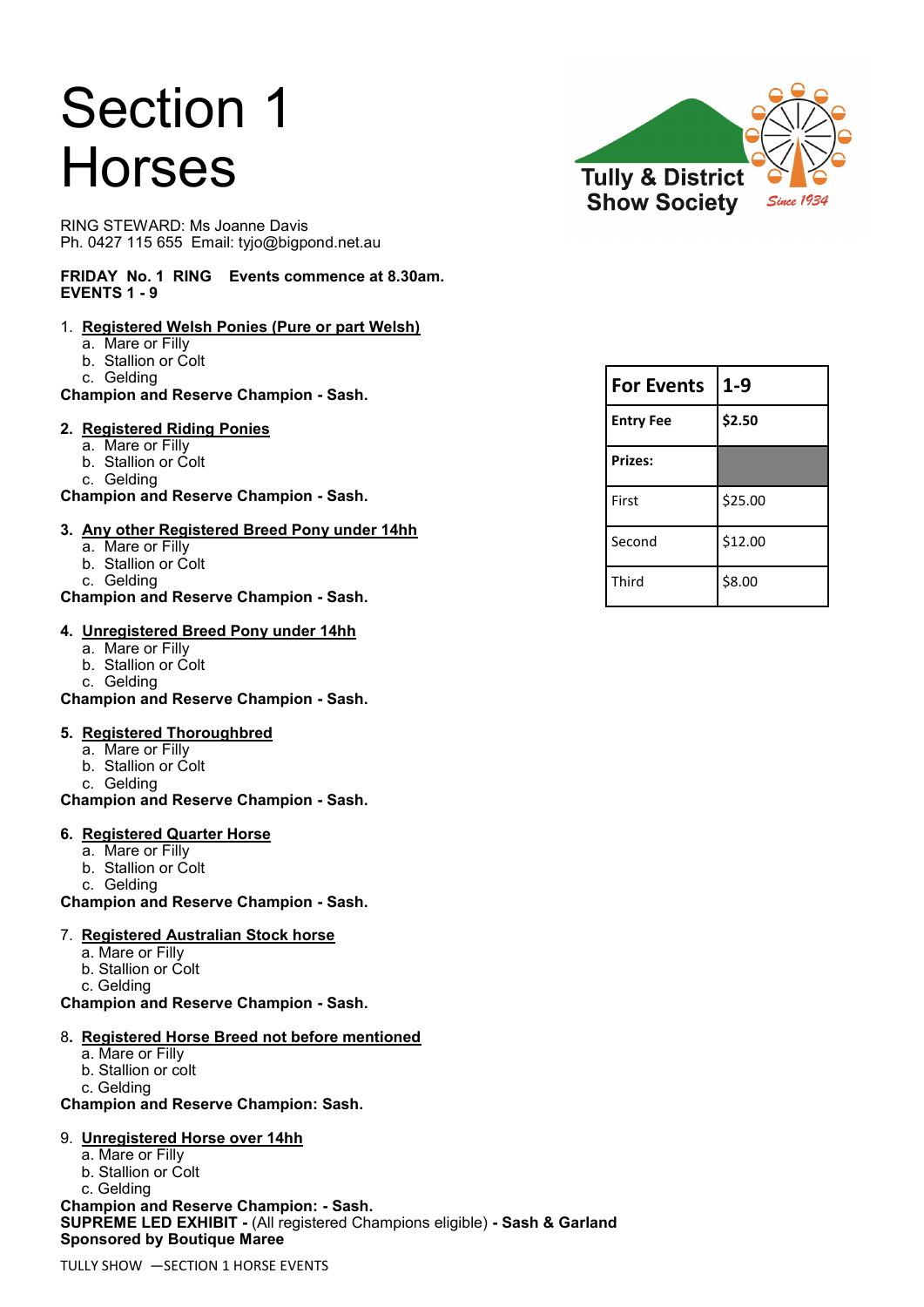# Section 1 Horses

Tully & District Show Society *Since 1934*

RING STEWARD: Ms Joanne Davis
Ph. 0427 115 655 Email: tyjo@bigpond.net.au

**FRIDAY No. 1 RING Events commence at 8.30am.**
**EVENTS 1 - 9**

| For Events | 1-9 |
|---|---|
| Entry Fee | $2.50 |
| Prizes: | |
| First | $25.00 |
| Second | $12.00 |
| Third | $8.00 |

1. **Registered Welsh Ponies (Pure or part Welsh)**
   a. Mare or Filly
   b. Stallion or Colt
   c. Gelding

**Champion and Reserve Champion - Sash.**

2. **Registered Riding Ponies**
   a. Mare or Filly
   b. Stallion or Colt
   c. Gelding

**Champion and Reserve Champion - Sash.**

3. **Any other Registered Breed Pony under 14hh**
   a. Mare or Filly
   b. Stallion or Colt
   c. Gelding

**Champion and Reserve Champion - Sash.**

4. **Unregistered Breed Pony under 14hh**
   a. Mare or Filly
   b. Stallion or Colt
   c. Gelding

**Champion and Reserve Champion - Sash.**

5. **Registered Thoroughbred**
   a. Mare or Filly
   b. Stallion or Colt
   c. Gelding

**Champion and Reserve Champion - Sash.**

6. **Registered Quarter Horse**
   a. Mare or Filly
   b. Stallion or Colt
   c. Gelding

**Champion and Reserve Champion - Sash.**

7. **Registered Australian Stock horse**
   a. Mare or Filly
   b. Stallion or Colt
   c. Gelding

**Champion and Reserve Champion - Sash.**

8. **Registered Horse Breed not before mentioned**
   a. Mare or Filly
   b. Stallion or colt
   c. Gelding

**Champion and Reserve Champion: Sash.**

9. **Unregistered Horse over 14hh**
   a. Mare or Filly
   b. Stallion or Colt
   c. Gelding

**Champion and Reserve Champion: - Sash.**
**SUPREME LED EXHIBIT -** (All registered Champions eligible) **- Sash & Garland**
**Sponsored by Boutique Maree**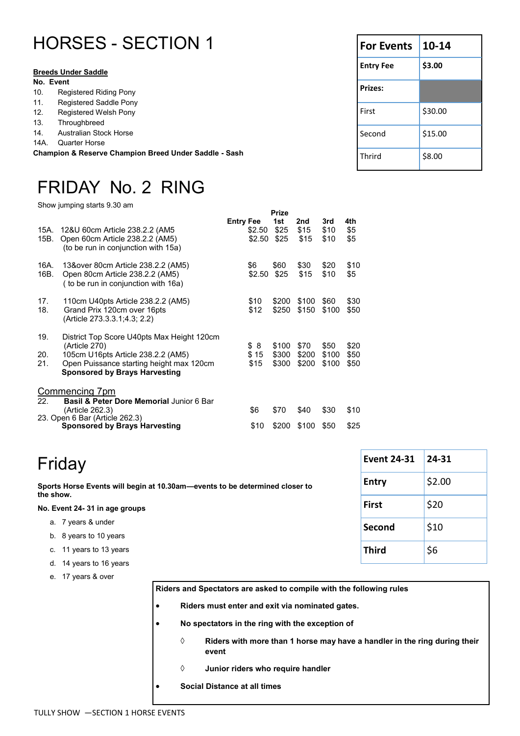# HORSES - SECTION 1

| For Events | 10-14 |
|---|---|
| Entry Fee | $3.00 |
| Prizes: | |
| First | $30.00 |
| Second | $15.00 |
| Thrird | $8.00 |

**Breeds Under Saddle**

**No. Event**

10. Registered Riding Pony
11. Registered Saddle Pony
12. Registered Welsh Pony
13. Throughbreed
14. Australian Stock Horse

14A. Quarter Horse

**Champion & Reserve Champion Breed Under Saddle - Sash**

# FRIDAY No. 2 RING

Show jumping starts 9.30 am

| No. | Event | Entry Fee | Prize 1st | 2nd | 3rd | 4th |
|---|---|---|---|---|---|---|
| 15A. | 12&U 60cm Article 238.2.2 (AM5 | $2.50 | $25 | $15 | $10 | $5 |
| 15B. | Open 60cm Article 238.2.2 (AM5) (to be run in conjunction with 15a) | $2.50 | $25 | $15 | $10 | $5 |
| 16A. | 13&over 80cm Article 238.2.2 (AM5) | $6 | $60 | $30 | $20 | $10 |
| 16B. | Open 80cm Article 238.2.2 (AM5) ( to be run in conjunction with 16a) | $2.50 | $25 | $15 | $10 | $5 |
| 17. | 110cm U40pts Article 238.2.2 (AM5) | $10 | $200 | $100 | $60 | $30 |
| 18. | Grand Prix 120cm over 16pts (Article 273.3.3.1;4.3; 2.2) | $12 | $250 | $150 | $100 | $50 |
| 19. | District Top Score U40pts Max Height 120cm (Article 270) | $ 8 | $100 | $70 | $50 | $20 |
| 20. | 105cm U16pts Article 238.2.2 (AM5) | $ 15 | $300 | $200 | $100 | $50 |
| 21. | Open Puissance starting height max 120cm **Sponsored by Brays Harvesting** | $15 | $300 | $200 | $100 | $50 |

Commencing 7pm

| No. | Event | Entry Fee | Prize 1st | 2nd | 3rd | 4th |
|---|---|---|---|---|---|---|
| 22. | **Basil & Peter Dore Memorial** Junior 6 Bar (Article 262.3) | $6 | $70 | $40 | $30 | $10 |
| 23. | Open 6 Bar (Article 262.3) **Sponsored by Brays Harvesting** | $10 | $200 | $100 | $50 | $25 |

# Friday

**Sports Horse Events will begin at 10.30am—events to be determined closer to the show.**

**No. Event 24- 31 in age groups**

a. 7 years & under
b. 8 years to 10 years
c. 11 years to 13 years
d. 14 years to 16 years
e. 17 years & over

| Event 24-31 | 24-31 |
|---|---|
| Entry | $2.00 |
| First | $20 |
| Second | $10 |
| Third | $6 |

**Riders and Spectators are asked to compile with the following rules**

- **Riders must enter and exit via nominated gates.**
- **No spectators in the ring with the exception of**
  - **Riders with more than 1 horse may have a handler in the ring during their event**
  - **Junior riders who require handler**
- **Social Distance at all times**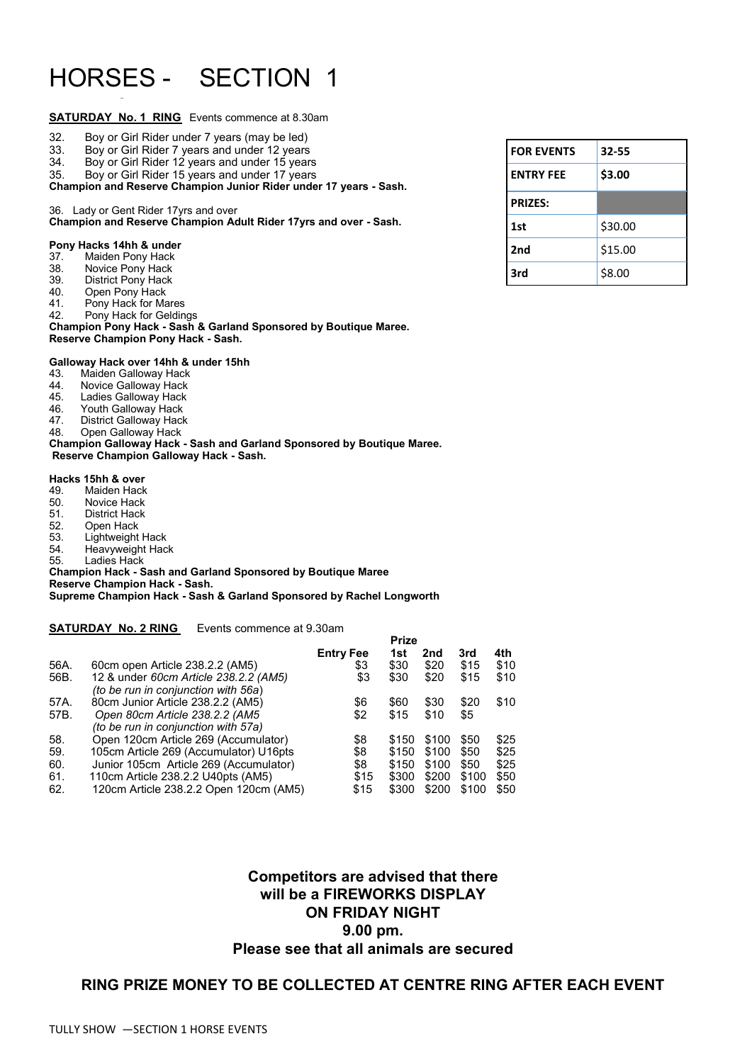# HORSES - SECTION 1

**SATURDAY No. 1 RING** Events commence at 8.30am

| | |
|---|---|
| **FOR EVENTS** | **32-55** |
| **ENTRY FEE** | **$3.00** |
| **PRIZES:** | |
| **1st** | $30.00 |
| **2nd** | $15.00 |
| **3rd** | $8.00 |

32. Boy or Girl Rider under 7 years (may be led)
33. Boy or Girl Rider 7 years and under 12 years
34. Boy or Girl Rider 12 years and under 15 years
35. Boy or Girl Rider 15 years and under 17 years

**Champion and Reserve Champion Junior Rider under 17 years - Sash.**

36. Lady or Gent Rider 17yrs and over

**Champion and Reserve Champion Adult Rider 17yrs and over - Sash.**

**Pony Hacks 14hh & under**

37. Maiden Pony Hack
38. Novice Pony Hack
39. District Pony Hack
40. Open Pony Hack
41. Pony Hack for Mares
42. Pony Hack for Geldings

**Champion Pony Hack - Sash & Garland Sponsored by Boutique Maree.**
**Reserve Champion Pony Hack - Sash.**

**Galloway Hack over 14hh & under 15hh**

43. Maiden Galloway Hack
44. Novice Galloway Hack
45. Ladies Galloway Hack
46. Youth Galloway Hack
47. District Galloway Hack
48. Open Galloway Hack

**Champion Galloway Hack - Sash and Garland Sponsored by Boutique Maree.**
**Reserve Champion Galloway Hack - Sash.**

**Hacks 15hh & over**

49. Maiden Hack
50. Novice Hack
51. District Hack
52. Open Hack
53. Lightweight Hack
54. Heavyweight Hack
55. Ladies Hack

**Champion Hack - Sash and Garland Sponsored by Boutique Maree**
**Reserve Champion Hack - Sash.**
**Supreme Champion Hack - Sash & Garland Sponsored by Rachel Longworth**

**SATURDAY No. 2 RING** Events commence at 9.30am

| | | | **Prize** | | | |
|---|---|---|---|---|---|---|
| | | **Entry Fee** | **1st** | **2nd** | **3rd** | **4th** |
| 56A. | 60cm open Article 238.2.2 (AM5) | $3 | $30 | $20 | $15 | $10 |
| 56B. | 12 & under *60cm Article 238.2.2 (AM5)* *(to be run in conjunction with 56a)* | $3 | $30 | $20 | $15 | $10 |
| 57A. | 80cm Junior Article 238.2.2 (AM5) | $6 | $60 | $30 | $20 | $10 |
| 57B. | *Open 80cm Article 238.2.2 (AM5* *(to be run in conjunction with 57a)* | $2 | $15 | $10 | $5 | |
| 58. | Open 120cm Article 269 (Accumulator) | $8 | $150 | $100 | $50 | $25 |
| 59. | 105cm Article 269 (Accumulator) U16pts | $8 | $150 | $100 | $50 | $25 |
| 60. | Junior 105cm Article 269 (Accumulator) | $8 | $150 | $100 | $50 | $25 |
| 61. | 110cm Article 238.2.2 U40pts (AM5) | $15 | $300 | $200 | $100 | $50 |
| 62. | 120cm Article 238.2.2 Open 120cm (AM5) | $15 | $300 | $200 | $100 | $50 |

**Competitors are advised that there will be a FIREWORKS DISPLAY ON FRIDAY NIGHT 9.00 pm.**
**Please see that all animals are secured**

**RING PRIZE MONEY TO BE COLLECTED AT CENTRE RING AFTER EACH EVENT**